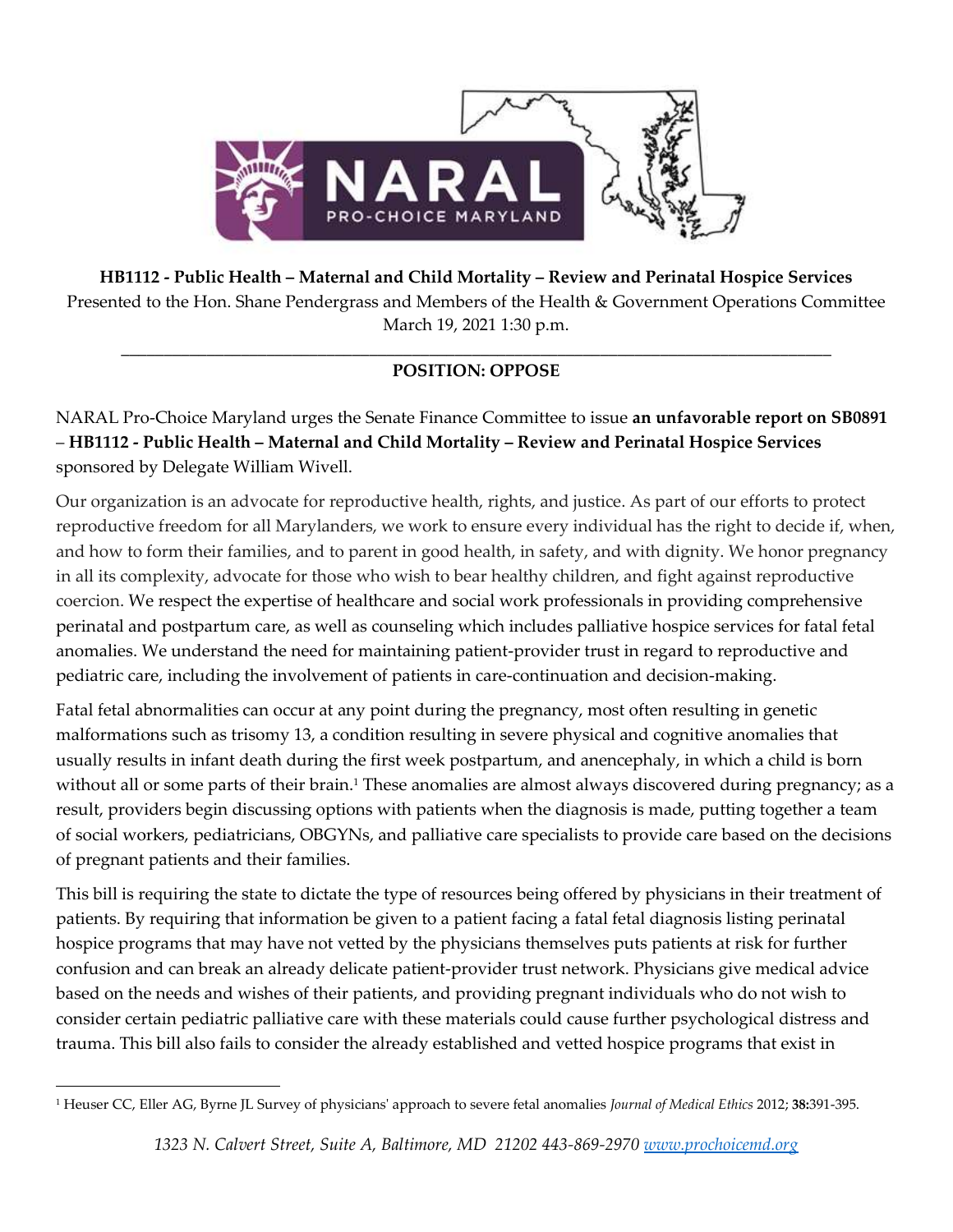**HB1112 - Public Health – Maternal and Child Mortality – Review and Perinatal Hospice Services**

Presented to the Hon. Shane Pendergrass and Members of the Health & Government Operations Committee
March 19, 2021 1:30 p.m.

---

**POSITION: OPPOSE**

NARAL Pro-Choice Maryland urges the Senate Finance Committee to issue **an unfavorable report on SB0891** – **HB1112 - Public Health – Maternal and Child Mortality – Review and Perinatal Hospice Services** sponsored by Delegate William Wivell.

Our organization is an advocate for reproductive health, rights, and justice. As part of our efforts to protect reproductive freedom for all Marylanders, we work to ensure every individual has the right to decide if, when, and how to form their families, and to parent in good health, in safety, and with dignity. We honor pregnancy in all its complexity, advocate for those who wish to bear healthy children, and fight against reproductive coercion. We respect the expertise of healthcare and social work professionals in providing comprehensive perinatal and postpartum care, as well as counseling which includes palliative hospice services for fatal fetal anomalies. We understand the need for maintaining patient-provider trust in regard to reproductive and pediatric care, including the involvement of patients in care-continuation and decision-making.

Fatal fetal abnormalities can occur at any point during the pregnancy, most often resulting in genetic malformations such as trisomy 13, a condition resulting in severe physical and cognitive anomalies that usually results in infant death during the first week postpartum, and anencephaly, in which a child is born without all or some parts of their brain.[1] These anomalies are almost always discovered during pregnancy; as a result, providers begin discussing options with patients when the diagnosis is made, putting together a team of social workers, pediatricians, OBGYNs, and palliative care specialists to provide care based on the decisions of pregnant patients and their families.

This bill is requiring the state to dictate the type of resources being offered by physicians in their treatment of patients. By requiring that information be given to a patient facing a fatal fetal diagnosis listing perinatal hospice programs that may have not vetted by the physicians themselves puts patients at risk for further confusion and can break an already delicate patient-provider trust network. Physicians give medical advice based on the needs and wishes of their patients, and providing pregnant individuals who do not wish to consider certain pediatric palliative care with these materials could cause further psychological distress and trauma. This bill also fails to consider the already established and vetted hospice programs that exist in

---

[1] Heuser CC, Eller AG, Byrne JL Survey of physicians' approach to severe fetal anomalies *Journal of Medical Ethics* 2012; **38**:391-395.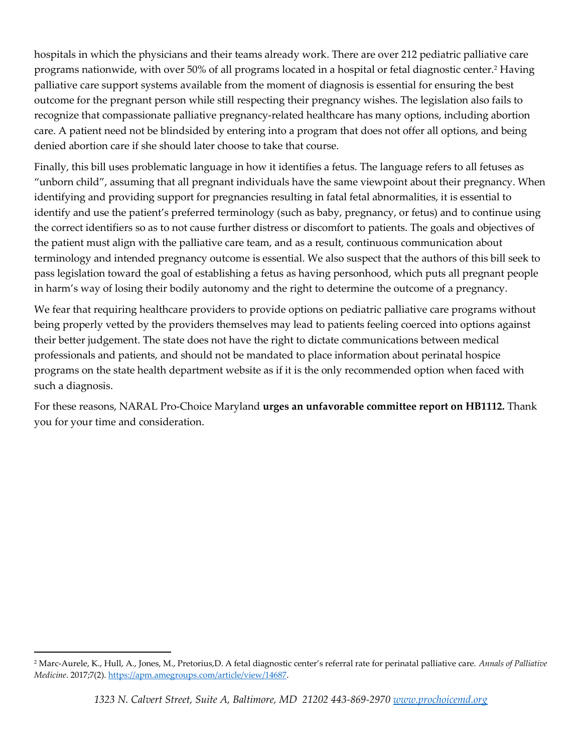hospitals in which the physicians and their teams already work. There are over 212 pediatric palliative care programs nationwide, with over 50% of all programs located in a hospital or fetal diagnostic center.[2] Having palliative care support systems available from the moment of diagnosis is essential for ensuring the best outcome for the pregnant person while still respecting their pregnancy wishes. The legislation also fails to recognize that compassionate palliative pregnancy-related healthcare has many options, including abortion care. A patient need not be blindsided by entering into a program that does not offer all options, and being denied abortion care if she should later choose to take that course.

Finally, this bill uses problematic language in how it identifies a fetus. The language refers to all fetuses as "unborn child", assuming that all pregnant individuals have the same viewpoint about their pregnancy. When identifying and providing support for pregnancies resulting in fatal fetal abnormalities, it is essential to identify and use the patient's preferred terminology (such as baby, pregnancy, or fetus) and to continue using the correct identifiers so as to not cause further distress or discomfort to patients. The goals and objectives of the patient must align with the palliative care team, and as a result, continuous communication about terminology and intended pregnancy outcome is essential. We also suspect that the authors of this bill seek to pass legislation toward the goal of establishing a fetus as having personhood, which puts all pregnant people in harm's way of losing their bodily autonomy and the right to determine the outcome of a pregnancy.

We fear that requiring healthcare providers to provide options on pediatric palliative care programs without being properly vetted by the providers themselves may lead to patients feeling coerced into options against their better judgement. The state does not have the right to dictate communications between medical professionals and patients, and should not be mandated to place information about perinatal hospice programs on the state health department website as if it is the only recommended option when faced with such a diagnosis.

For these reasons, NARAL Pro-Choice Maryland **urges an unfavorable committee report on HB1112.** Thank you for your time and consideration.

[2] Marc-Aurele, K., Hull, A., Jones, M., Pretorius,D. A fetal diagnostic center's referral rate for perinatal palliative care. *Annals of Palliative Medicine*. 2017;7(2). https://apm.amegroups.com/article/view/14687.